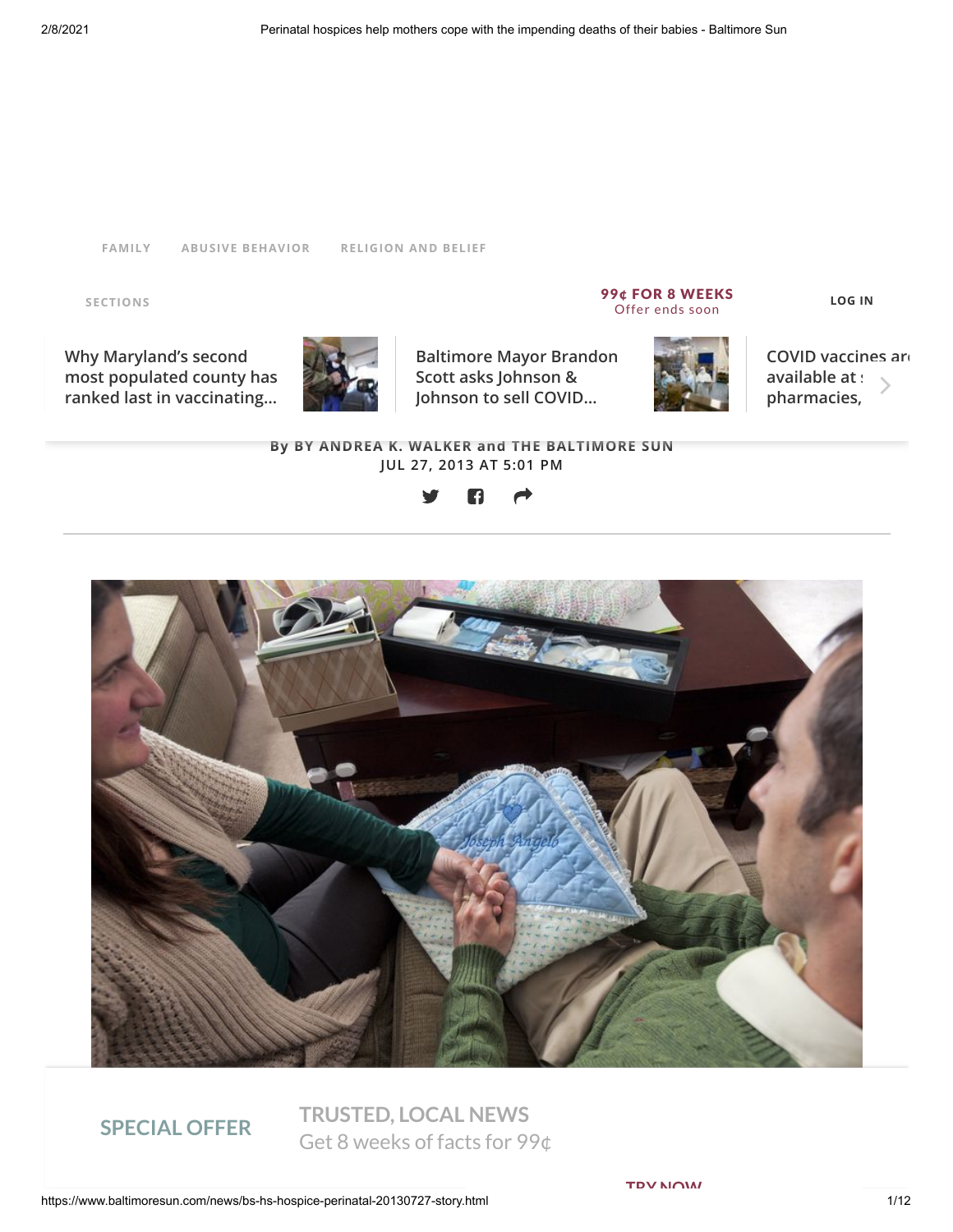FAMILY ABUSIVE BEHAVIOR RELIGION AND BELIEF

By BY ANDREA K. WALKER and THE BALTIMORE SUN
JUL 27, 2013 AT 5:01 PM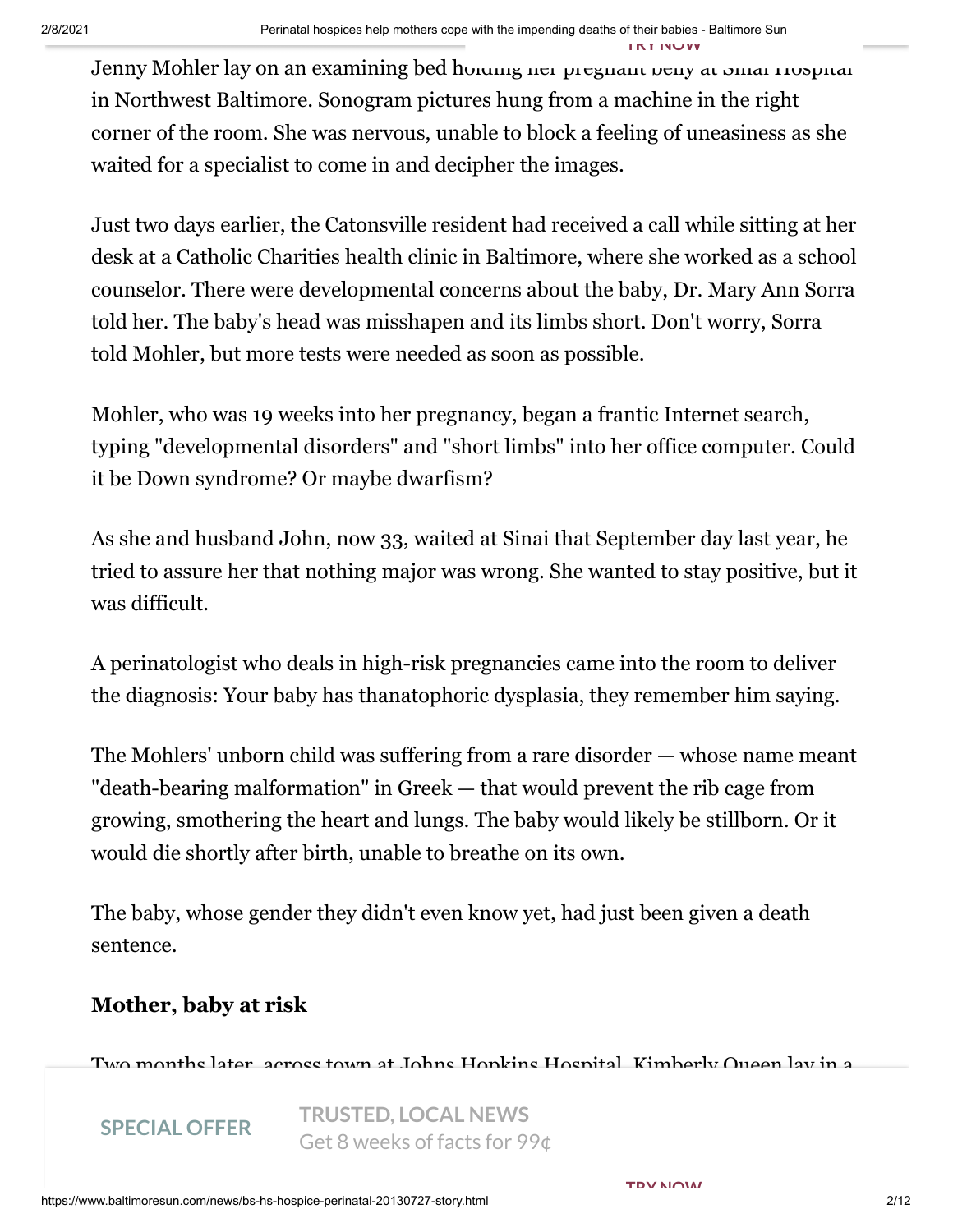Jenny Mohler lay on an examining bed holding her pregnant belly at Sinai Hospital in Northwest Baltimore. Sonogram pictures hung from a machine in the right corner of the room. She was nervous, unable to block a feeling of uneasiness as she waited for a specialist to come in and decipher the images.

Just two days earlier, the Catonsville resident had received a call while sitting at her desk at a Catholic Charities health clinic in Baltimore, where she worked as a school counselor. There were developmental concerns about the baby, Dr. Mary Ann Sorra told her. The baby's head was misshapen and its limbs short. Don't worry, Sorra told Mohler, but more tests were needed as soon as possible.

Mohler, who was 19 weeks into her pregnancy, began a frantic Internet search, typing "developmental disorders" and "short limbs" into her office computer. Could it be Down syndrome? Or maybe dwarfism?

As she and husband John, now 33, waited at Sinai that September day last year, he tried to assure her that nothing major was wrong. She wanted to stay positive, but it was difficult.

A perinatologist who deals in high-risk pregnancies came into the room to deliver the diagnosis: Your baby has thanatophoric dysplasia, they remember him saying.

The Mohlers' unborn child was suffering from a rare disorder — whose name meant "death-bearing malformation" in Greek — that would prevent the rib cage from growing, smothering the heart and lungs. The baby would likely be stillborn. Or it would die shortly after birth, unable to breathe on its own.

The baby, whose gender they didn't even know yet, had just been given a death sentence.

**Mother, baby at risk**

Two months later, across town at Johns Hopkins Hospital, Kimberly Queen lay in a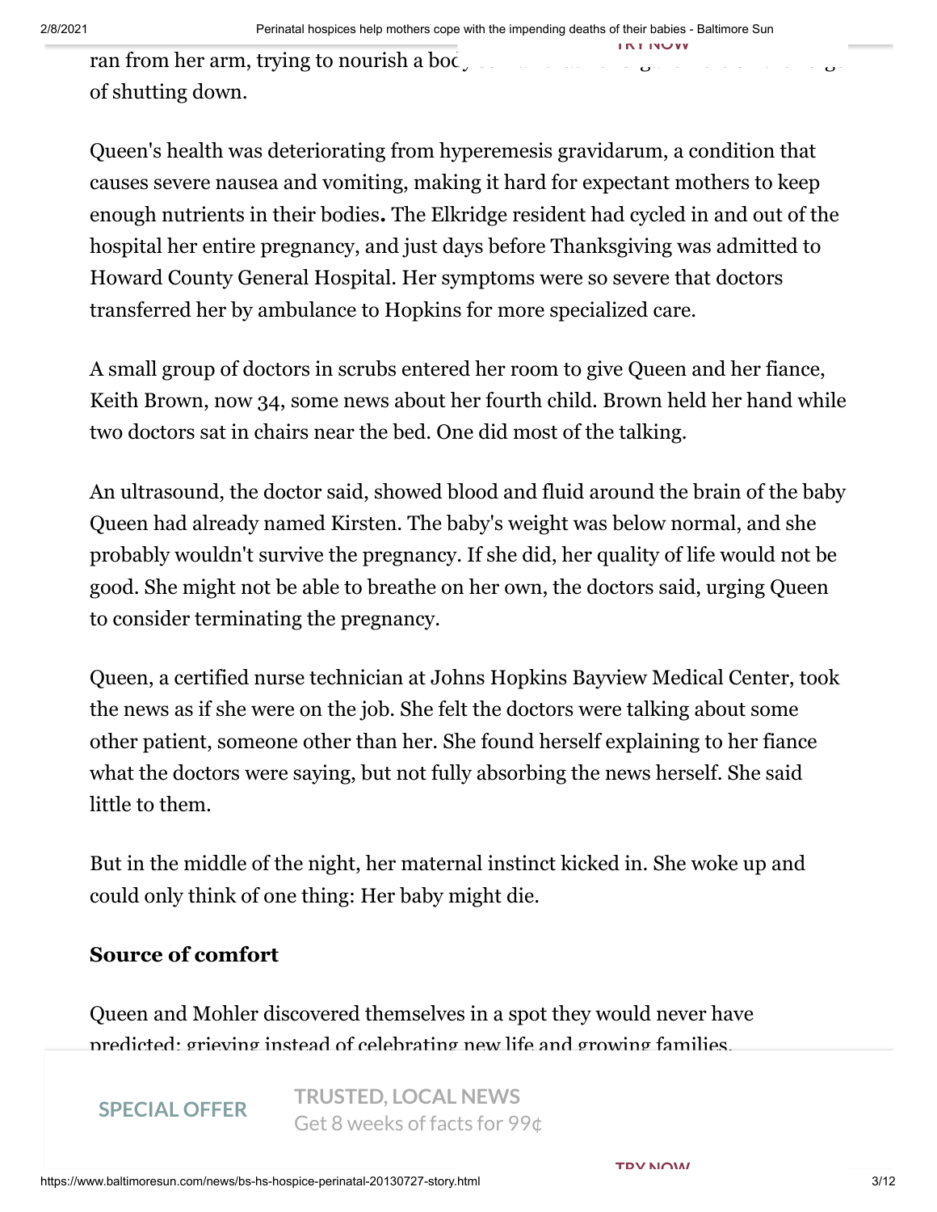ran from her arm, trying to nourish a bod of shutting down.

Queen's health was deteriorating from hyperemesis gravidarum, a condition that causes severe nausea and vomiting, making it hard for expectant mothers to keep enough nutrients in their bodies**.** The Elkridge resident had cycled in and out of the hospital her entire pregnancy, and just days before Thanksgiving was admitted to Howard County General Hospital. Her symptoms were so severe that doctors transferred her by ambulance to Hopkins for more specialized care.

A small group of doctors in scrubs entered her room to give Queen and her fiance, Keith Brown, now 34, some news about her fourth child. Brown held her hand while two doctors sat in chairs near the bed. One did most of the talking.

An ultrasound, the doctor said, showed blood and fluid around the brain of the baby Queen had already named Kirsten. The baby's weight was below normal, and she probably wouldn't survive the pregnancy. If she did, her quality of life would not be good. She might not be able to breathe on her own, the doctors said, urging Queen to consider terminating the pregnancy.

Queen, a certified nurse technician at Johns Hopkins Bayview Medical Center, took the news as if she were on the job. She felt the doctors were talking about some other patient, someone other than her. She found herself explaining to her fiance what the doctors were saying, but not fully absorbing the news herself. She said little to them.

But in the middle of the night, her maternal instinct kicked in. She woke up and could only think of one thing: Her baby might die.

## Source of comfort

Queen and Mohler discovered themselves in a spot they would never have predicted: grieving instead of celebrating new life and growing families.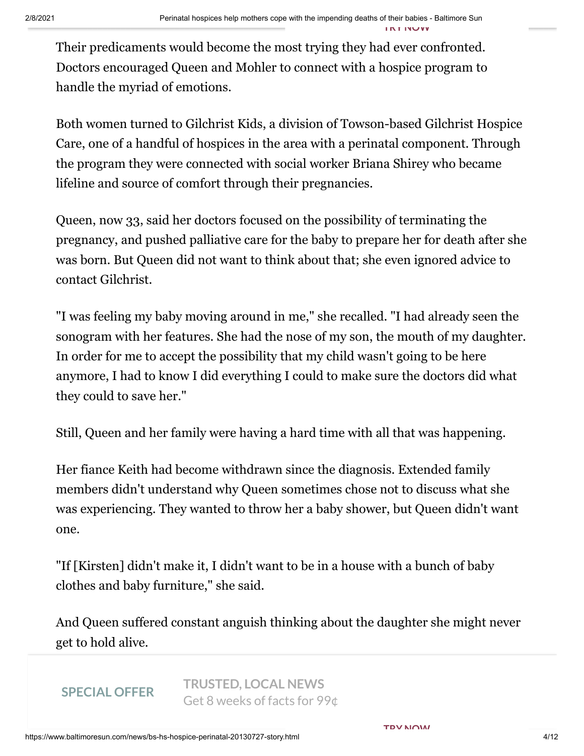Their predicaments would become the most trying they had ever confronted. Doctors encouraged Queen and Mohler to connect with a hospice program to handle the myriad of emotions.

Both women turned to Gilchrist Kids, a division of Towson-based Gilchrist Hospice Care, one of a handful of hospices in the area with a perinatal component. Through the program they were connected with social worker Briana Shirey who became lifeline and source of comfort through their pregnancies.

Queen, now 33, said her doctors focused on the possibility of terminating the pregnancy, and pushed palliative care for the baby to prepare her for death after she was born. But Queen did not want to think about that; she even ignored advice to contact Gilchrist.

"I was feeling my baby moving around in me," she recalled. "I had already seen the sonogram with her features. She had the nose of my son, the mouth of my daughter. In order for me to accept the possibility that my child wasn't going to be here anymore, I had to know I did everything I could to make sure the doctors did what they could to save her."

Still, Queen and her family were having a hard time with all that was happening.

Her fiance Keith had become withdrawn since the diagnosis. Extended family members didn't understand why Queen sometimes chose not to discuss what she was experiencing. They wanted to throw her a baby shower, but Queen didn't want one.

"If [Kirsten] didn't make it, I didn't want to be in a house with a bunch of baby clothes and baby furniture," she said.

And Queen suffered constant anguish thinking about the daughter she might never get to hold alive.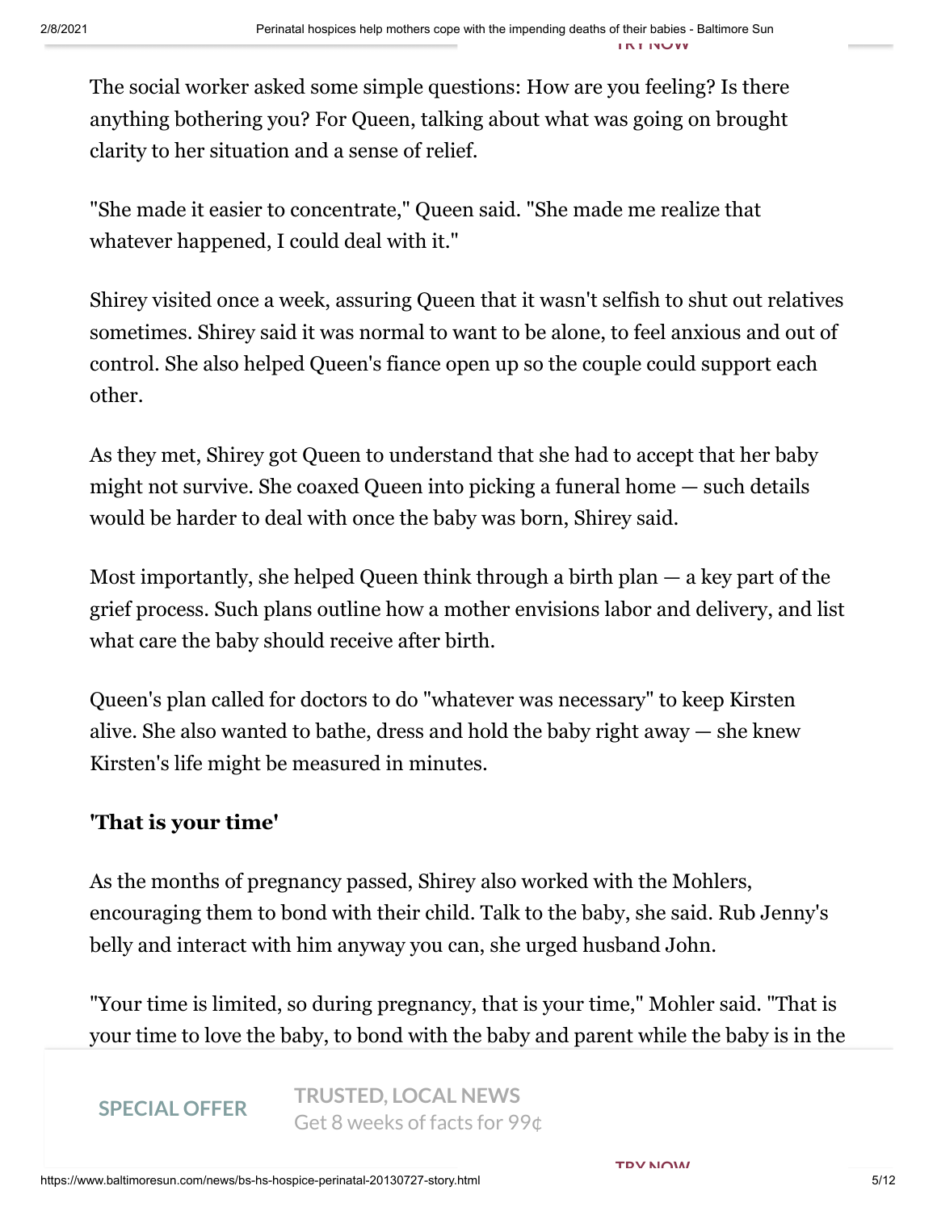The social worker asked some simple questions: How are you feeling? Is there anything bothering you? For Queen, talking about what was going on brought clarity to her situation and a sense of relief.

"She made it easier to concentrate," Queen said. "She made me realize that whatever happened, I could deal with it."

Shirey visited once a week, assuring Queen that it wasn't selfish to shut out relatives sometimes. Shirey said it was normal to want to be alone, to feel anxious and out of control. She also helped Queen's fiance open up so the couple could support each other.

As they met, Shirey got Queen to understand that she had to accept that her baby might not survive. She coaxed Queen into picking a funeral home — such details would be harder to deal with once the baby was born, Shirey said.

Most importantly, she helped Queen think through a birth plan — a key part of the grief process. Such plans outline how a mother envisions labor and delivery, and list what care the baby should receive after birth.

Queen's plan called for doctors to do "whatever was necessary" to keep Kirsten alive. She also wanted to bathe, dress and hold the baby right away — she knew Kirsten's life might be measured in minutes.

**'That is your time'**

As the months of pregnancy passed, Shirey also worked with the Mohlers, encouraging them to bond with their child. Talk to the baby, she said. Rub Jenny's belly and interact with him anyway you can, she urged husband John.

"Your time is limited, so during pregnancy, that is your time," Mohler said. "That is your time to love the baby, to bond with the baby and parent while the baby is in the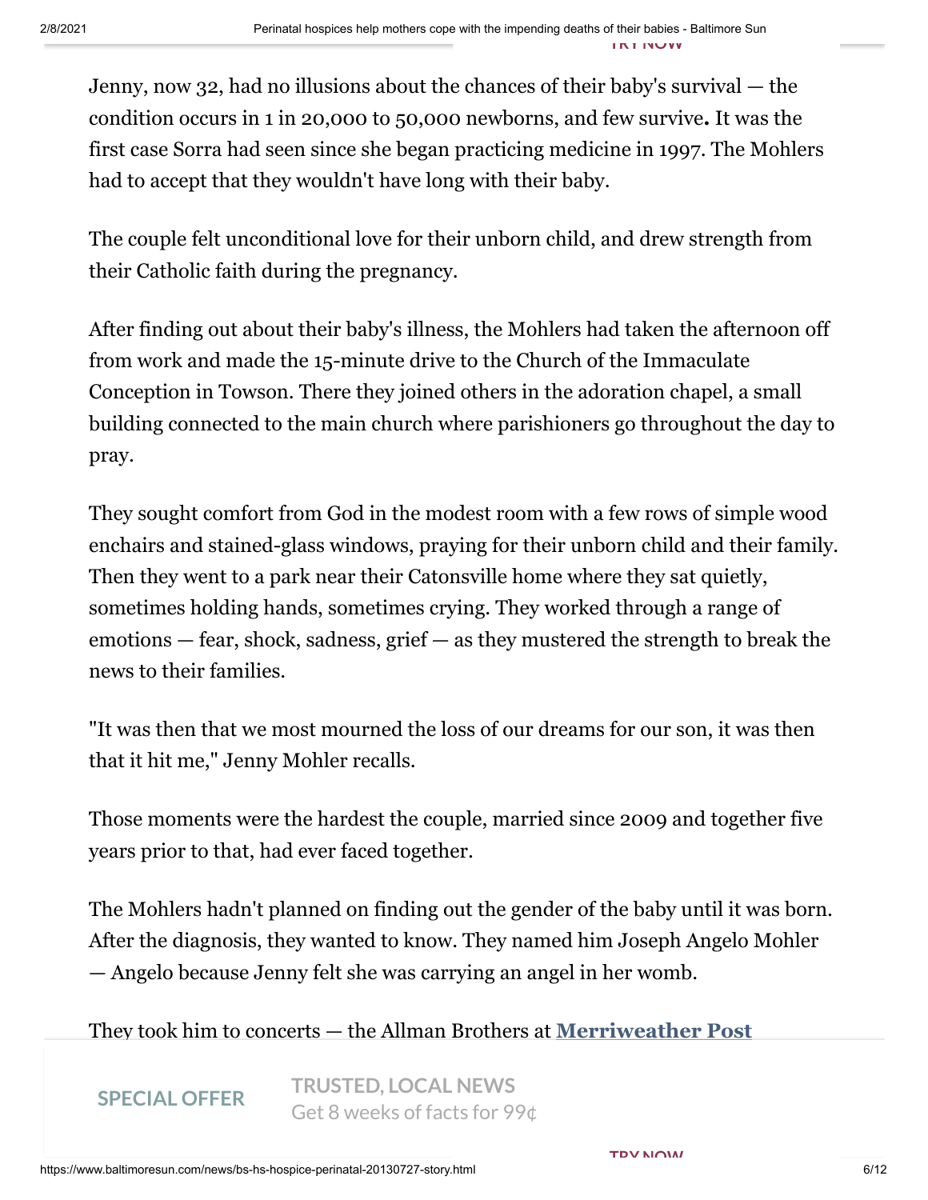Jenny, now 32, had no illusions about the chances of their baby's survival — the condition occurs in 1 in 20,000 to 50,000 newborns, and few survive**.** It was the first case Sorra had seen since she began practicing medicine in 1997. The Mohlers had to accept that they wouldn't have long with their baby.

The couple felt unconditional love for their unborn child, and drew strength from their Catholic faith during the pregnancy.

After finding out about their baby's illness, the Mohlers had taken the afternoon off from work and made the 15-minute drive to the Church of the Immaculate Conception in Towson. There they joined others in the adoration chapel, a small building connected to the main church where parishioners go throughout the day to pray.

They sought comfort from God in the modest room with a few rows of simple wood enchairs and stained-glass windows, praying for their unborn child and their family. Then they went to a park near their Catonsville home where they sat quietly, sometimes holding hands, sometimes crying. They worked through a range of emotions — fear, shock, sadness, grief — as they mustered the strength to break the news to their families.

"It was then that we most mourned the loss of our dreams for our son, it was then that it hit me," Jenny Mohler recalls.

Those moments were the hardest the couple, married since 2009 and together five years prior to that, had ever faced together.

The Mohlers hadn't planned on finding out the gender of the baby until it was born. After the diagnosis, they wanted to know. They named him Joseph Angelo Mohler — Angelo because Jenny felt she was carrying an angel in her womb.

They took him to concerts — the Allman Brothers at **Merriweather Post**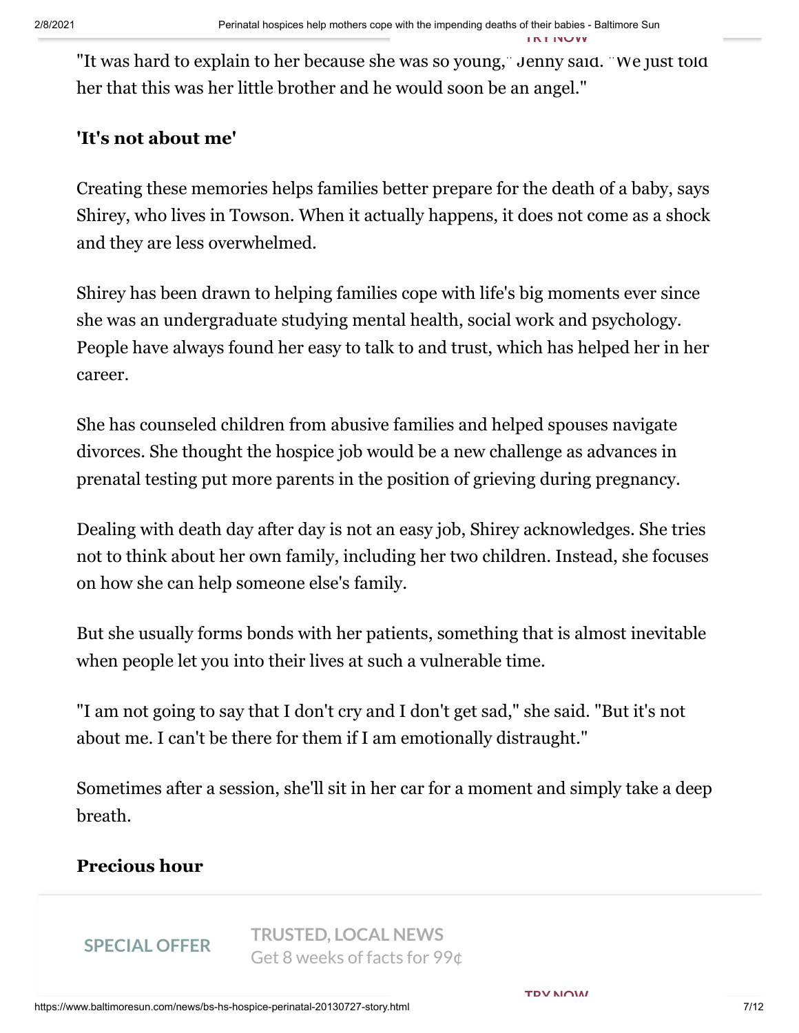"It was hard to explain to her because she was so young," Jenny said. "We just told her that this was her little brother and he would soon be an angel."

## 'It's not about me'

Creating these memories helps families better prepare for the death of a baby, says Shirey, who lives in Towson. When it actually happens, it does not come as a shock and they are less overwhelmed.

Shirey has been drawn to helping families cope with life's big moments ever since she was an undergraduate studying mental health, social work and psychology. People have always found her easy to talk to and trust, which has helped her in her career.

She has counseled children from abusive families and helped spouses navigate divorces. She thought the hospice job would be a new challenge as advances in prenatal testing put more parents in the position of grieving during pregnancy.

Dealing with death day after day is not an easy job, Shirey acknowledges. She tries not to think about her own family, including her two children. Instead, she focuses on how she can help someone else's family.

But she usually forms bonds with her patients, something that is almost inevitable when people let you into their lives at such a vulnerable time.

"I am not going to say that I don't cry and I don't get sad," she said. "But it's not about me. I can't be there for them if I am emotionally distraught."

Sometimes after a session, she'll sit in her car for a moment and simply take a deep breath.

## Precious hour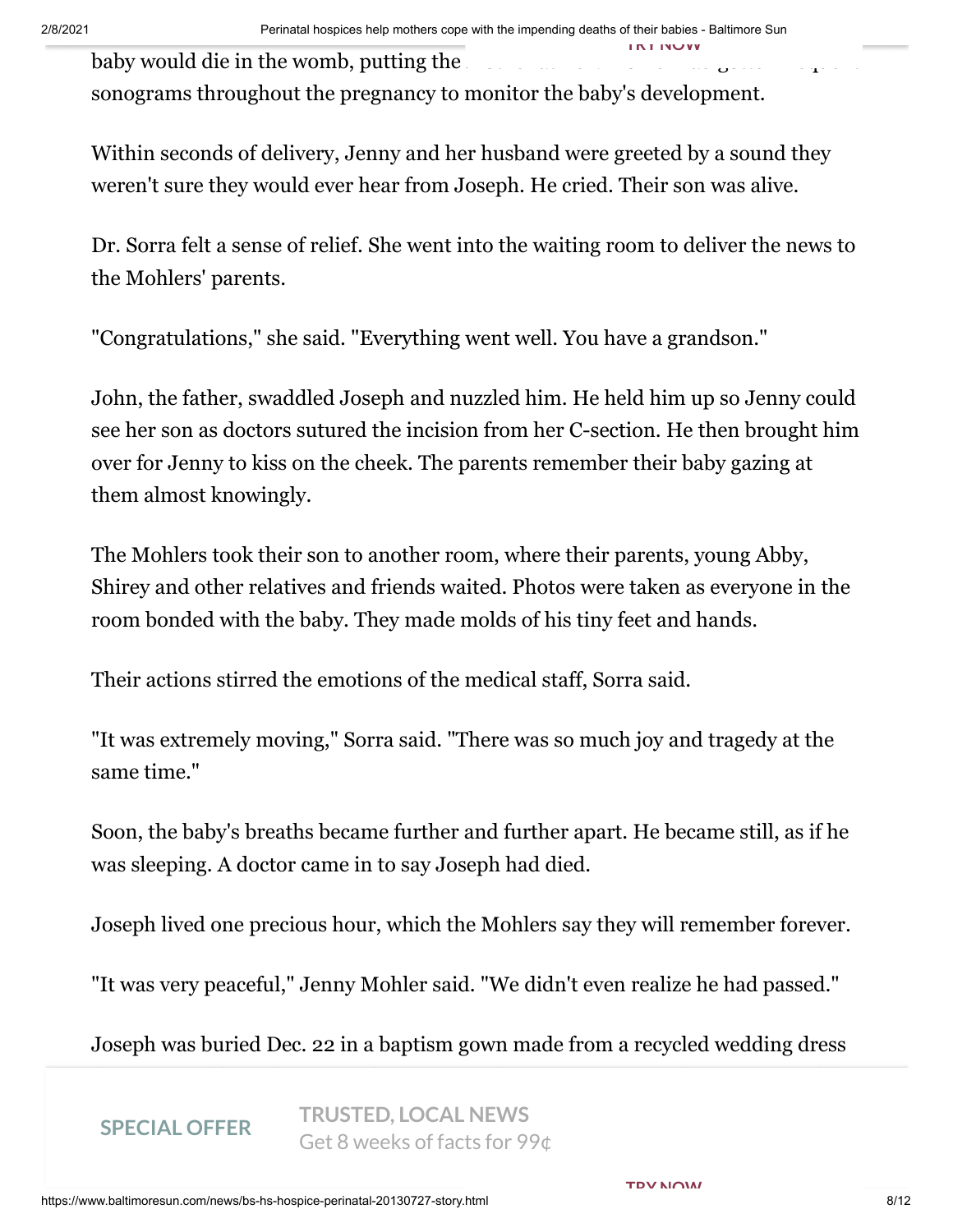baby would die in the womb, putting the ... sonograms throughout the pregnancy to monitor the baby's development.

Within seconds of delivery, Jenny and her husband were greeted by a sound they weren't sure they would ever hear from Joseph. He cried. Their son was alive.

Dr. Sorra felt a sense of relief. She went into the waiting room to deliver the news to the Mohlers' parents.

"Congratulations," she said. "Everything went well. You have a grandson."

John, the father, swaddled Joseph and nuzzled him. He held him up so Jenny could see her son as doctors sutured the incision from her C-section. He then brought him over for Jenny to kiss on the cheek. The parents remember their baby gazing at them almost knowingly.

The Mohlers took their son to another room, where their parents, young Abby, Shirey and other relatives and friends waited. Photos were taken as everyone in the room bonded with the baby. They made molds of his tiny feet and hands.

Their actions stirred the emotions of the medical staff, Sorra said.

"It was extremely moving," Sorra said. "There was so much joy and tragedy at the same time."

Soon, the baby's breaths became further and further apart. He became still, as if he was sleeping. A doctor came in to say Joseph had died.

Joseph lived one precious hour, which the Mohlers say they will remember forever.

"It was very peaceful," Jenny Mohler said. "We didn't even realize he had passed."

Joseph was buried Dec. 22 in a baptism gown made from a recycled wedding dress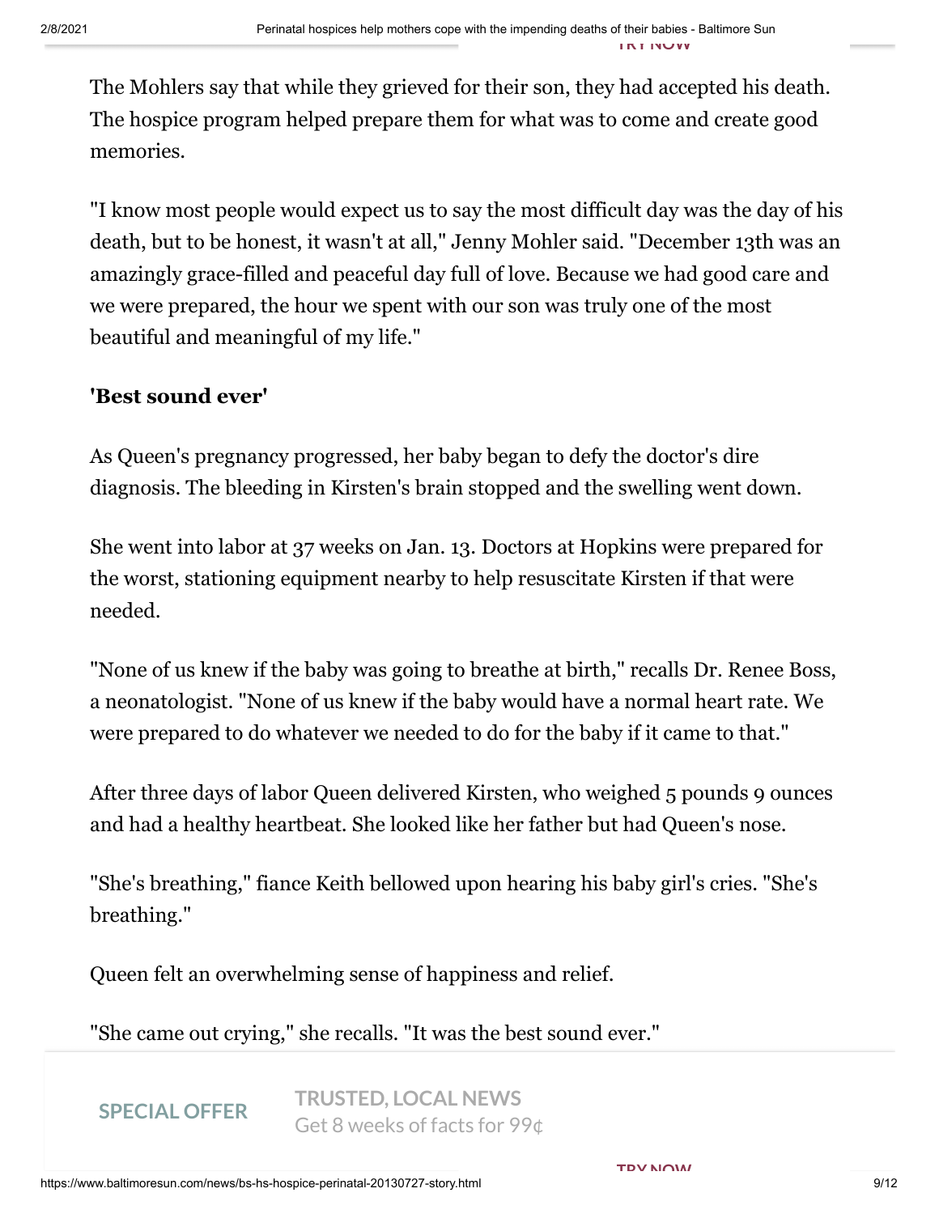The Mohlers say that while they grieved for their son, they had accepted his death. The hospice program helped prepare them for what was to come and create good memories.

"I know most people would expect us to say the most difficult day was the day of his death, but to be honest, it wasn't at all," Jenny Mohler said. "December 13th was an amazingly grace-filled and peaceful day full of love. Because we had good care and we were prepared, the hour we spent with our son was truly one of the most beautiful and meaningful of my life."

**'Best sound ever'**

As Queen's pregnancy progressed, her baby began to defy the doctor's dire diagnosis. The bleeding in Kirsten's brain stopped and the swelling went down.

She went into labor at 37 weeks on Jan. 13. Doctors at Hopkins were prepared for the worst, stationing equipment nearby to help resuscitate Kirsten if that were needed.

"None of us knew if the baby was going to breathe at birth," recalls Dr. Renee Boss, a neonatologist. "None of us knew if the baby would have a normal heart rate. We were prepared to do whatever we needed to do for the baby if it came to that."

After three days of labor Queen delivered Kirsten, who weighed 5 pounds 9 ounces and had a healthy heartbeat. She looked like her father but had Queen's nose.

"She's breathing," fiance Keith bellowed upon hearing his baby girl's cries. "She's breathing."

Queen felt an overwhelming sense of happiness and relief.

"She came out crying," she recalls. "It was the best sound ever."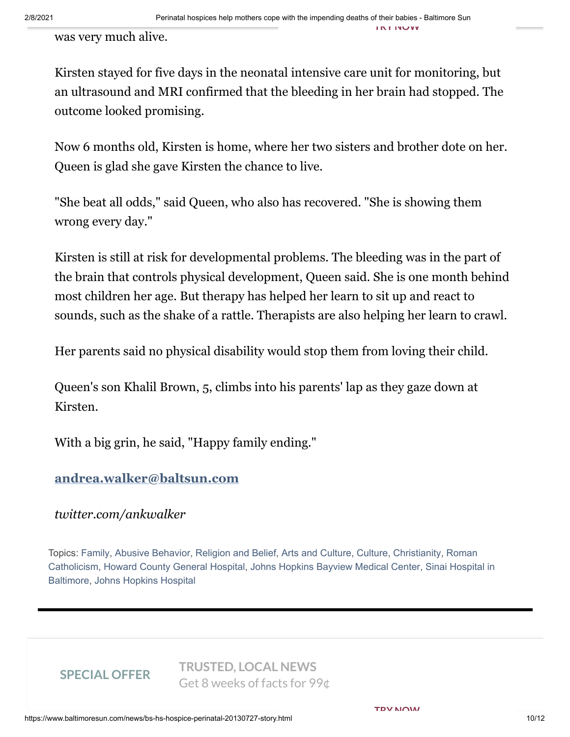was very much alive.

Kirsten stayed for five days in the neonatal intensive care unit for monitoring, but an ultrasound and MRI confirmed that the bleeding in her brain had stopped. The outcome looked promising.

Now 6 months old, Kirsten is home, where her two sisters and brother dote on her. Queen is glad she gave Kirsten the chance to live.

"She beat all odds," said Queen, who also has recovered. "She is showing them wrong every day."

Kirsten is still at risk for developmental problems. The bleeding was in the part of the brain that controls physical development, Queen said. She is one month behind most children her age. But therapy has helped her learn to sit up and react to sounds, such as the shake of a rattle. Therapists are also helping her learn to crawl.

Her parents said no physical disability would stop them from loving their child.

Queen's son Khalil Brown, 5, climbs into his parents' lap as they gaze down at Kirsten.

With a big grin, he said, "Happy family ending."

**andrea.walker@baltsun.com**

*twitter.com/ankwalker*

Topics: Family, Abusive Behavior, Religion and Belief, Arts and Culture, Culture, Christianity, Roman Catholicism, Howard County General Hospital, Johns Hopkins Bayview Medical Center, Sinai Hospital in Baltimore, Johns Hopkins Hospital

SPECIAL OFFER

TRUSTED, LOCAL NEWS
Get 8 weeks of facts for 99¢

TRY NOW